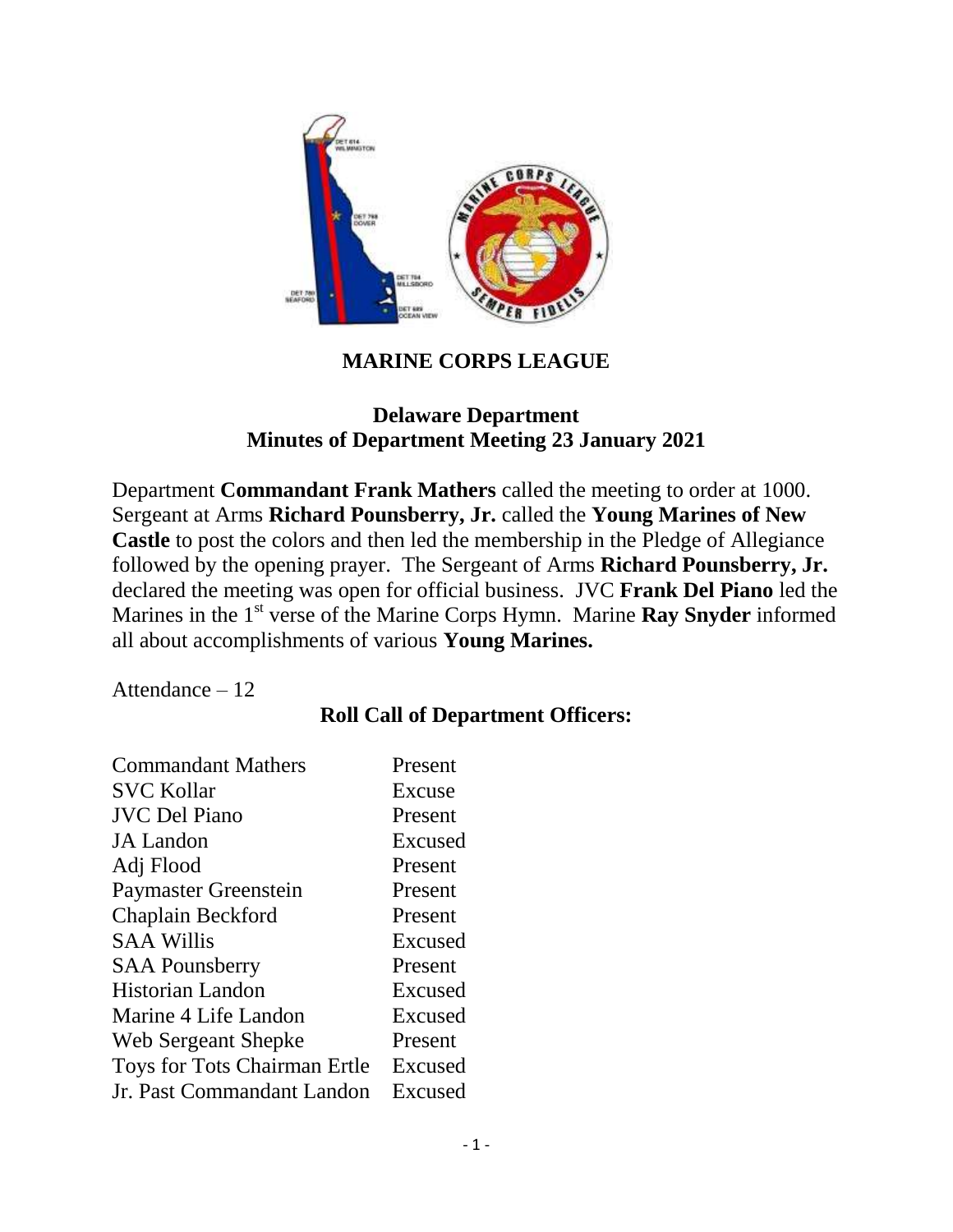# MARINE CORPS LEAGUE

## Delaware Department
## Minutes of Department Meeting 23 January 2021

Department **Commandant Frank Mathers** called the meeting to order at 1000. Sergeant at Arms **Richard Pounsberry, Jr.** called the **Young Marines of New Castle** to post the colors and then led the membership in the Pledge of Allegiance followed by the opening prayer. The Sergeant of Arms **Richard Pounsberry, Jr.** declared the meeting was open for official business. JVC **Frank Del Piano** led the Marines in the 1st verse of the Marine Corps Hymn. Marine **Ray Snyder** informed all about accomplishments of various **Young Marines.**

Attendance – 12

### Roll Call of Department Officers:

| | |
|---|---|
| Commandant Mathers | Present |
| SVC Kollar | Excuse |
| JVC Del Piano | Present |
| JA Landon | Excused |
| Adj Flood | Present |
| Paymaster Greenstein | Present |
| Chaplain Beckford | Present |
| SAA Willis | Excused |
| SAA Pounsberry | Present |
| Historian Landon | Excused |
| Marine 4 Life Landon | Excused |
| Web Sergeant Shepke | Present |
| Toys for Tots Chairman Ertle | Excused |
| Jr. Past Commandant Landon | Excused |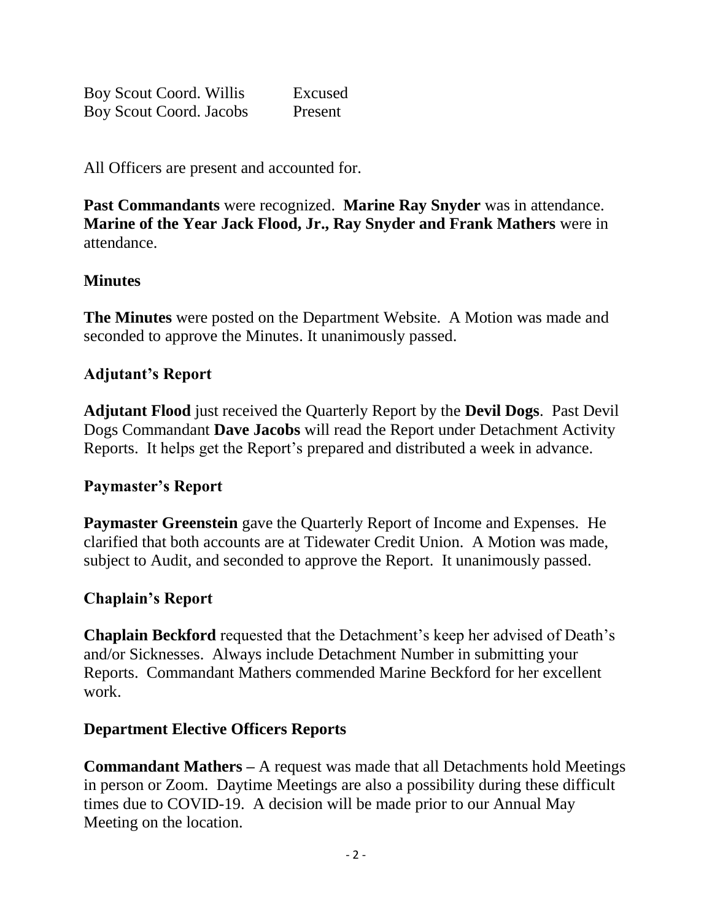| | |
|---|---|
| Boy Scout Coord. Willis | Excused |
| Boy Scout Coord. Jacobs | Present |

All Officers are present and accounted for.

**Past Commandants** were recognized. **Marine Ray Snyder** was in attendance. **Marine of the Year Jack Flood, Jr., Ray Snyder and Frank Mathers** were in attendance.

## Minutes

**The Minutes** were posted on the Department Website. A Motion was made and seconded to approve the Minutes. It unanimously passed.

## Adjutant's Report

**Adjutant Flood** just received the Quarterly Report by the **Devil Dogs**. Past Devil Dogs Commandant **Dave Jacobs** will read the Report under Detachment Activity Reports. It helps get the Report's prepared and distributed a week in advance.

## Paymaster's Report

**Paymaster Greenstein** gave the Quarterly Report of Income and Expenses. He clarified that both accounts are at Tidewater Credit Union. A Motion was made, subject to Audit, and seconded to approve the Report. It unanimously passed.

## Chaplain's Report

**Chaplain Beckford** requested that the Detachment's keep her advised of Death's and/or Sicknesses. Always include Detachment Number in submitting your Reports. Commandant Mathers commended Marine Beckford for her excellent work.

## Department Elective Officers Reports

**Commandant Mathers –** A request was made that all Detachments hold Meetings in person or Zoom. Daytime Meetings are also a possibility during these difficult times due to COVID-19. A decision will be made prior to our Annual May Meeting on the location.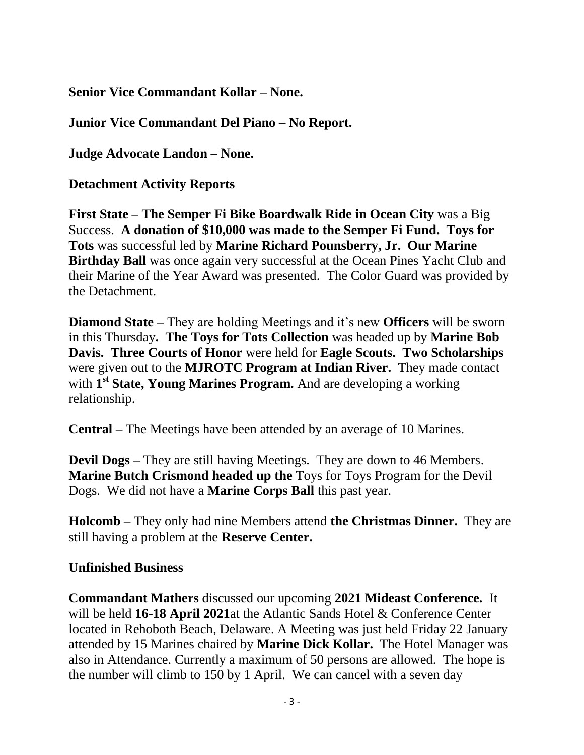**Senior Vice Commandant Kollar – None.**

**Junior Vice Commandant Del Piano – No Report.**

**Judge Advocate Landon – None.**

**Detachment Activity Reports**

**First State – The Semper Fi Bike Boardwalk Ride in Ocean City** was a Big Success. **A donation of $10,000 was made to the Semper Fi Fund. Toys for Tots** was successful led by **Marine Richard Pounsberry, Jr. Our Marine Birthday Ball** was once again very successful at the Ocean Pines Yacht Club and their Marine of the Year Award was presented. The Color Guard was provided by the Detachment.

**Diamond State –** They are holding Meetings and it's new **Officers** will be sworn in this Thursday**. The Toys for Tots Collection** was headed up by **Marine Bob Davis. Three Courts of Honor** were held for **Eagle Scouts. Two Scholarships** were given out to the **MJROTC Program at Indian River.** They made contact with **1st State, Young Marines Program.** And are developing a working relationship.

**Central –** The Meetings have been attended by an average of 10 Marines.

**Devil Dogs –** They are still having Meetings. They are down to 46 Members. **Marine Butch Crismond headed up the** Toys for Toys Program for the Devil Dogs. We did not have a **Marine Corps Ball** this past year.

**Holcomb –** They only had nine Members attend **the Christmas Dinner.** They are still having a problem at the **Reserve Center.**

**Unfinished Business**

**Commandant Mathers** discussed our upcoming **2021 Mideast Conference.** It will be held **16-18 April 2021**at the Atlantic Sands Hotel & Conference Center located in Rehoboth Beach, Delaware. A Meeting was just held Friday 22 January attended by 15 Marines chaired by **Marine Dick Kollar.** The Hotel Manager was also in Attendance. Currently a maximum of 50 persons are allowed. The hope is the number will climb to 150 by 1 April. We can cancel with a seven day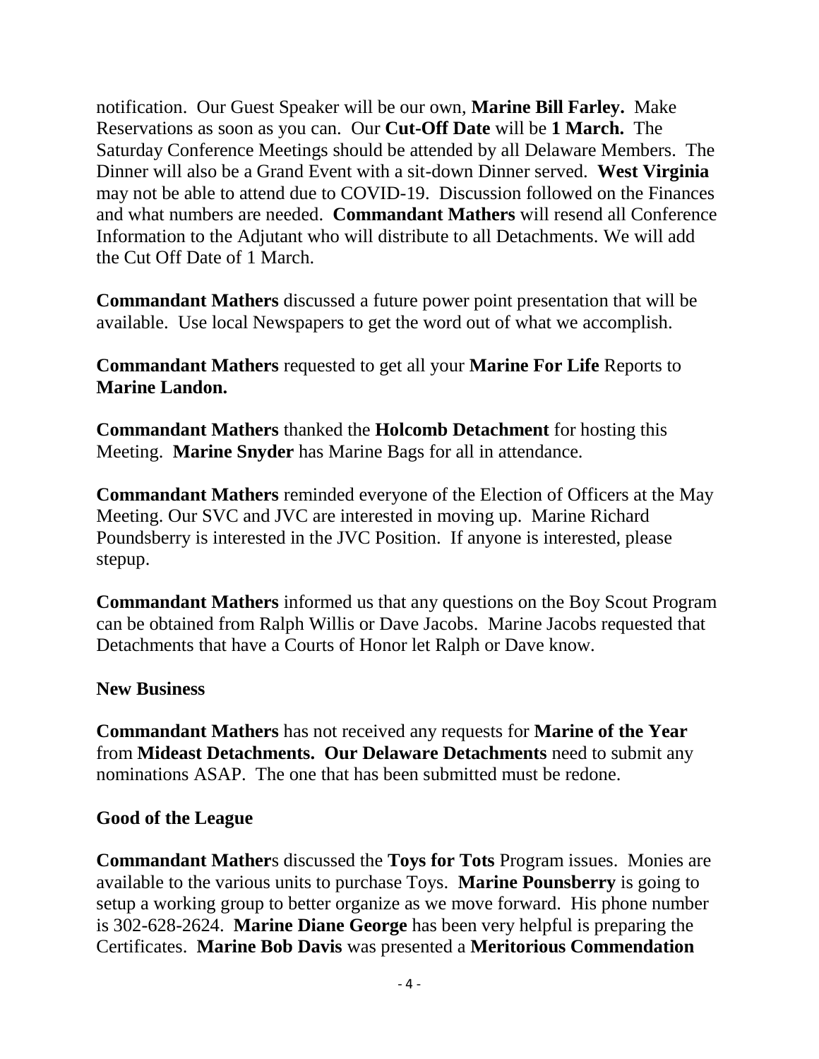notification. Our Guest Speaker will be our own, **Marine Bill Farley.** Make Reservations as soon as you can. Our **Cut-Off Date** will be **1 March.** The Saturday Conference Meetings should be attended by all Delaware Members. The Dinner will also be a Grand Event with a sit-down Dinner served. **West Virginia** may not be able to attend due to COVID-19. Discussion followed on the Finances and what numbers are needed. **Commandant Mathers** will resend all Conference Information to the Adjutant who will distribute to all Detachments. We will add the Cut Off Date of 1 March.

**Commandant Mathers** discussed a future power point presentation that will be available. Use local Newspapers to get the word out of what we accomplish.

**Commandant Mathers** requested to get all your **Marine For Life** Reports to **Marine Landon.**

**Commandant Mathers** thanked the **Holcomb Detachment** for hosting this Meeting. **Marine Snyder** has Marine Bags for all in attendance.

**Commandant Mathers** reminded everyone of the Election of Officers at the May Meeting. Our SVC and JVC are interested in moving up. Marine Richard Poundsberry is interested in the JVC Position. If anyone is interested, please stepup.

**Commandant Mathers** informed us that any questions on the Boy Scout Program can be obtained from Ralph Willis or Dave Jacobs. Marine Jacobs requested that Detachments that have a Courts of Honor let Ralph or Dave know.

**New Business**

**Commandant Mathers** has not received any requests for **Marine of the Year** from **Mideast Detachments. Our Delaware Detachments** need to submit any nominations ASAP. The one that has been submitted must be redone.

**Good of the League**

**Commandant Mather**s discussed the **Toys for Tots** Program issues. Monies are available to the various units to purchase Toys. **Marine Pounsberry** is going to setup a working group to better organize as we move forward. His phone number is 302-628-2624. **Marine Diane George** has been very helpful is preparing the Certificates. **Marine Bob Davis** was presented a **Meritorious Commendation**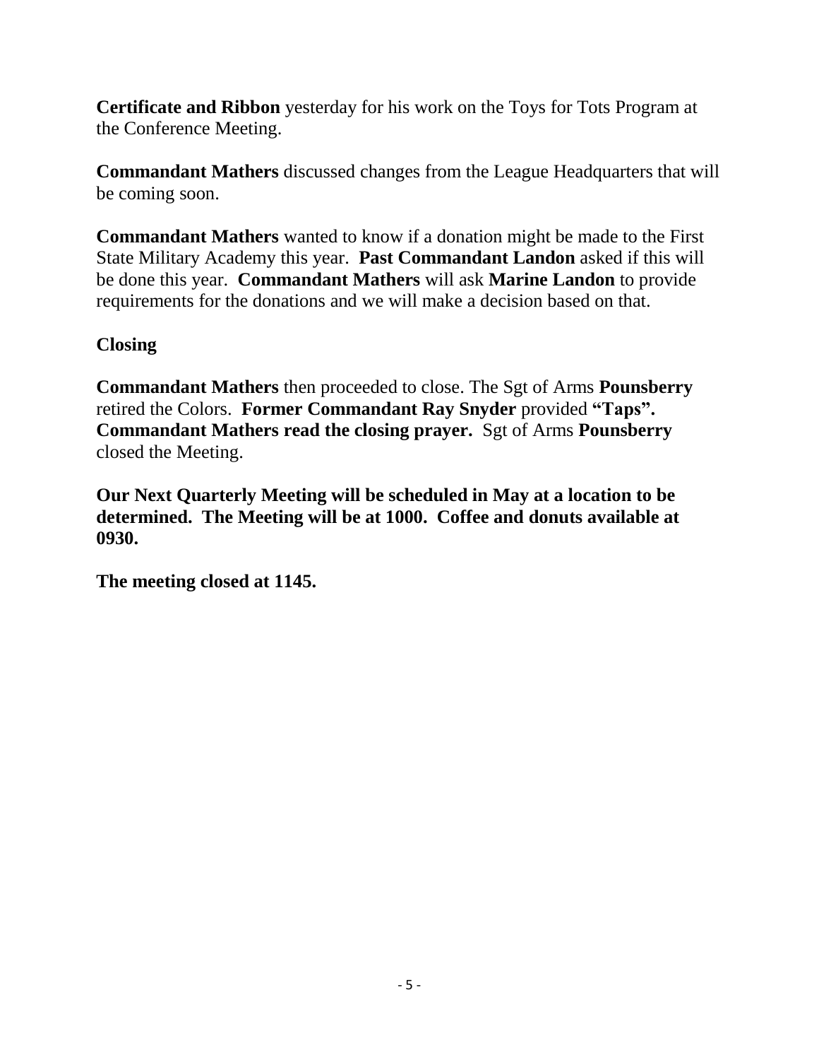**Certificate and Ribbon** yesterday for his work on the Toys for Tots Program at the Conference Meeting.

**Commandant Mathers** discussed changes from the League Headquarters that will be coming soon.

**Commandant Mathers** wanted to know if a donation might be made to the First State Military Academy this year. **Past Commandant Landon** asked if this will be done this year. **Commandant Mathers** will ask **Marine Landon** to provide requirements for the donations and we will make a decision based on that.

**Closing**

**Commandant Mathers** then proceeded to close. The Sgt of Arms **Pounsberry** retired the Colors. **Former Commandant Ray Snyder** provided **"Taps". Commandant Mathers read the closing prayer.** Sgt of Arms **Pounsberry** closed the Meeting.

**Our Next Quarterly Meeting will be scheduled in May at a location to be determined. The Meeting will be at 1000. Coffee and donuts available at 0930.**

**The meeting closed at 1145.**